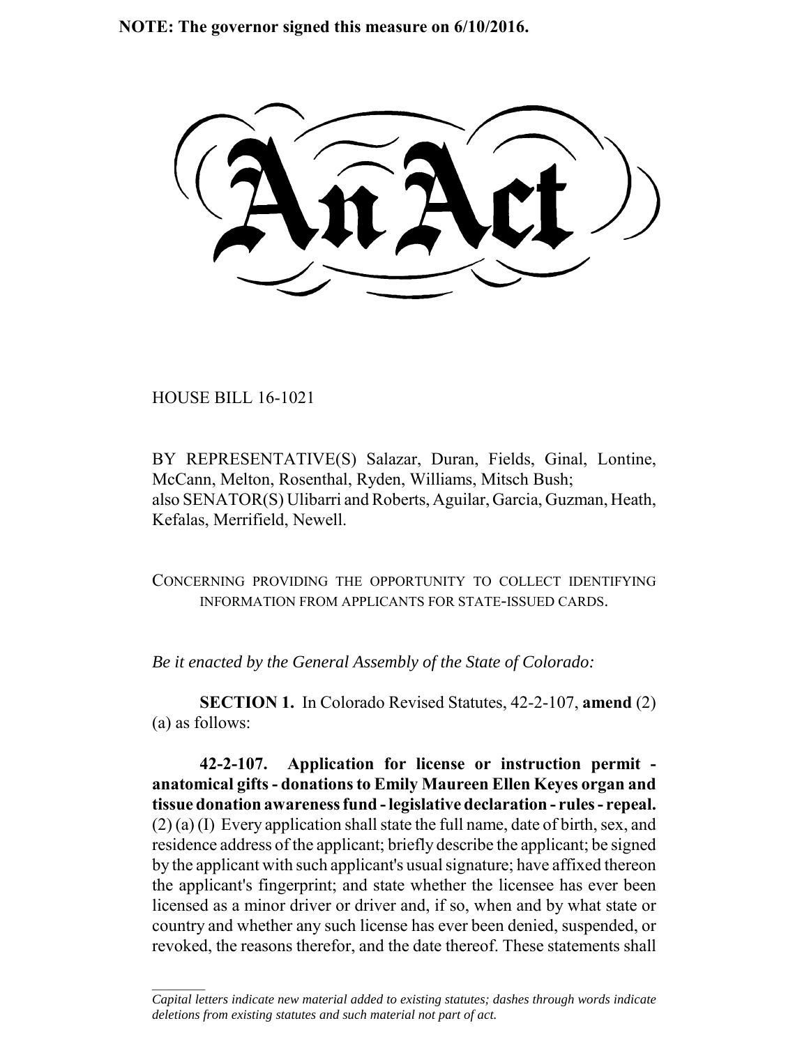**NOTE: The governor signed this measure on 6/10/2016.**

# An Act

HOUSE BILL 16-1021

BY REPRESENTATIVE(S) Salazar, Duran, Fields, Ginal, Lontine, McCann, Melton, Rosenthal, Ryden, Williams, Mitsch Bush;
also SENATOR(S) Ulibarri and Roberts, Aguilar, Garcia, Guzman, Heath, Kefalas, Merrifield, Newell.

CONCERNING PROVIDING THE OPPORTUNITY TO COLLECT IDENTIFYING INFORMATION FROM APPLICANTS FOR STATE-ISSUED CARDS.

*Be it enacted by the General Assembly of the State of Colorado:*

**SECTION 1.** In Colorado Revised Statutes, 42-2-107, **amend** (2) (a) as follows:

**42-2-107. Application for license or instruction permit - anatomical gifts - donations to Emily Maureen Ellen Keyes organ and tissue donation awareness fund - legislative declaration - rules - repeal.** (2) (a) (I) Every application shall state the full name, date of birth, sex, and residence address of the applicant; briefly describe the applicant; be signed by the applicant with such applicant's usual signature; have affixed thereon the applicant's fingerprint; and state whether the licensee has ever been licensed as a minor driver or driver and, if so, when and by what state or country and whether any such license has ever been denied, suspended, or revoked, the reasons therefor, and the date thereof. These statements shall

---

*Capital letters indicate new material added to existing statutes; dashes through words indicate deletions from existing statutes and such material not part of act.*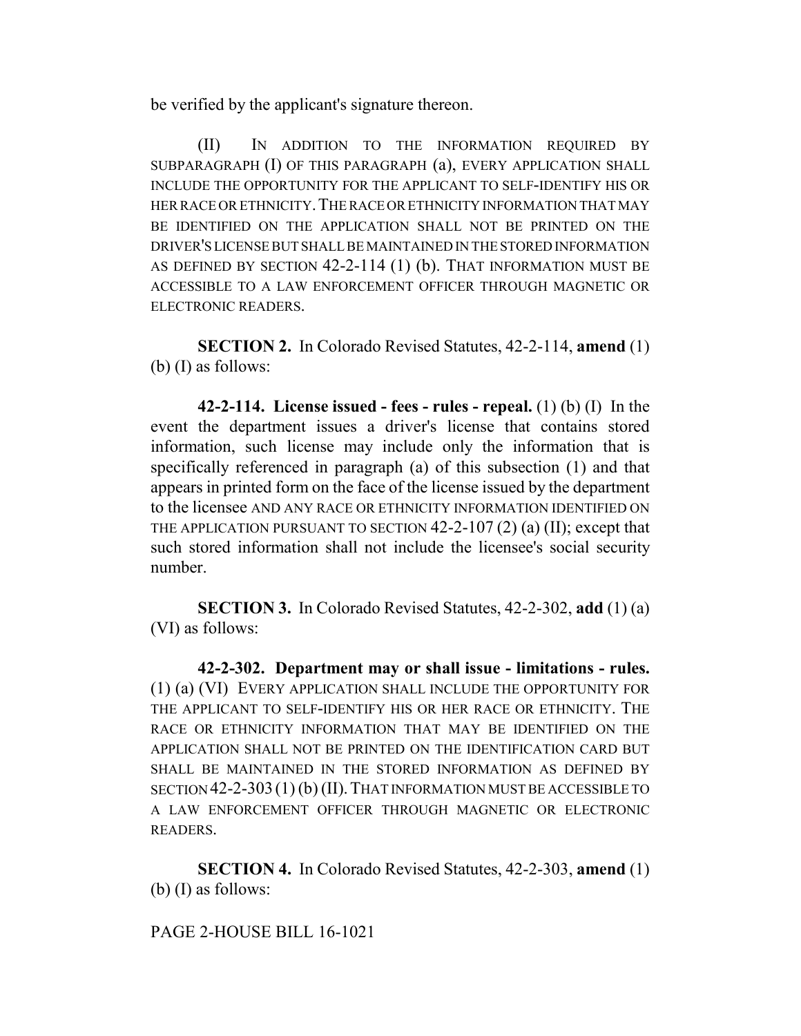be verified by the applicant's signature thereon.

(II) IN ADDITION TO THE INFORMATION REQUIRED BY SUBPARAGRAPH (I) OF THIS PARAGRAPH (a), EVERY APPLICATION SHALL INCLUDE THE OPPORTUNITY FOR THE APPLICANT TO SELF-IDENTIFY HIS OR HER RACE OR ETHNICITY. THE RACE OR ETHNICITY INFORMATION THAT MAY BE IDENTIFIED ON THE APPLICATION SHALL NOT BE PRINTED ON THE DRIVER'S LICENSE BUT SHALL BE MAINTAINED IN THE STORED INFORMATION AS DEFINED BY SECTION 42-2-114 (1) (b). THAT INFORMATION MUST BE ACCESSIBLE TO A LAW ENFORCEMENT OFFICER THROUGH MAGNETIC OR ELECTRONIC READERS.

**SECTION 2.** In Colorado Revised Statutes, 42-2-114, **amend** (1) (b) (I) as follows:

**42-2-114. License issued - fees - rules - repeal.** (1) (b) (I) In the event the department issues a driver's license that contains stored information, such license may include only the information that is specifically referenced in paragraph (a) of this subsection (1) and that appears in printed form on the face of the license issued by the department to the licensee AND ANY RACE OR ETHNICITY INFORMATION IDENTIFIED ON THE APPLICATION PURSUANT TO SECTION 42-2-107 (2) (a) (II); except that such stored information shall not include the licensee's social security number.

**SECTION 3.** In Colorado Revised Statutes, 42-2-302, **add** (1) (a) (VI) as follows:

**42-2-302. Department may or shall issue - limitations - rules.** (1) (a) (VI) EVERY APPLICATION SHALL INCLUDE THE OPPORTUNITY FOR THE APPLICANT TO SELF-IDENTIFY HIS OR HER RACE OR ETHNICITY. THE RACE OR ETHNICITY INFORMATION THAT MAY BE IDENTIFIED ON THE APPLICATION SHALL NOT BE PRINTED ON THE IDENTIFICATION CARD BUT SHALL BE MAINTAINED IN THE STORED INFORMATION AS DEFINED BY SECTION 42-2-303 (1) (b) (II). THAT INFORMATION MUST BE ACCESSIBLE TO A LAW ENFORCEMENT OFFICER THROUGH MAGNETIC OR ELECTRONIC READERS.

**SECTION 4.** In Colorado Revised Statutes, 42-2-303, **amend** (1) (b) (I) as follows:

PAGE 2-HOUSE BILL 16-1021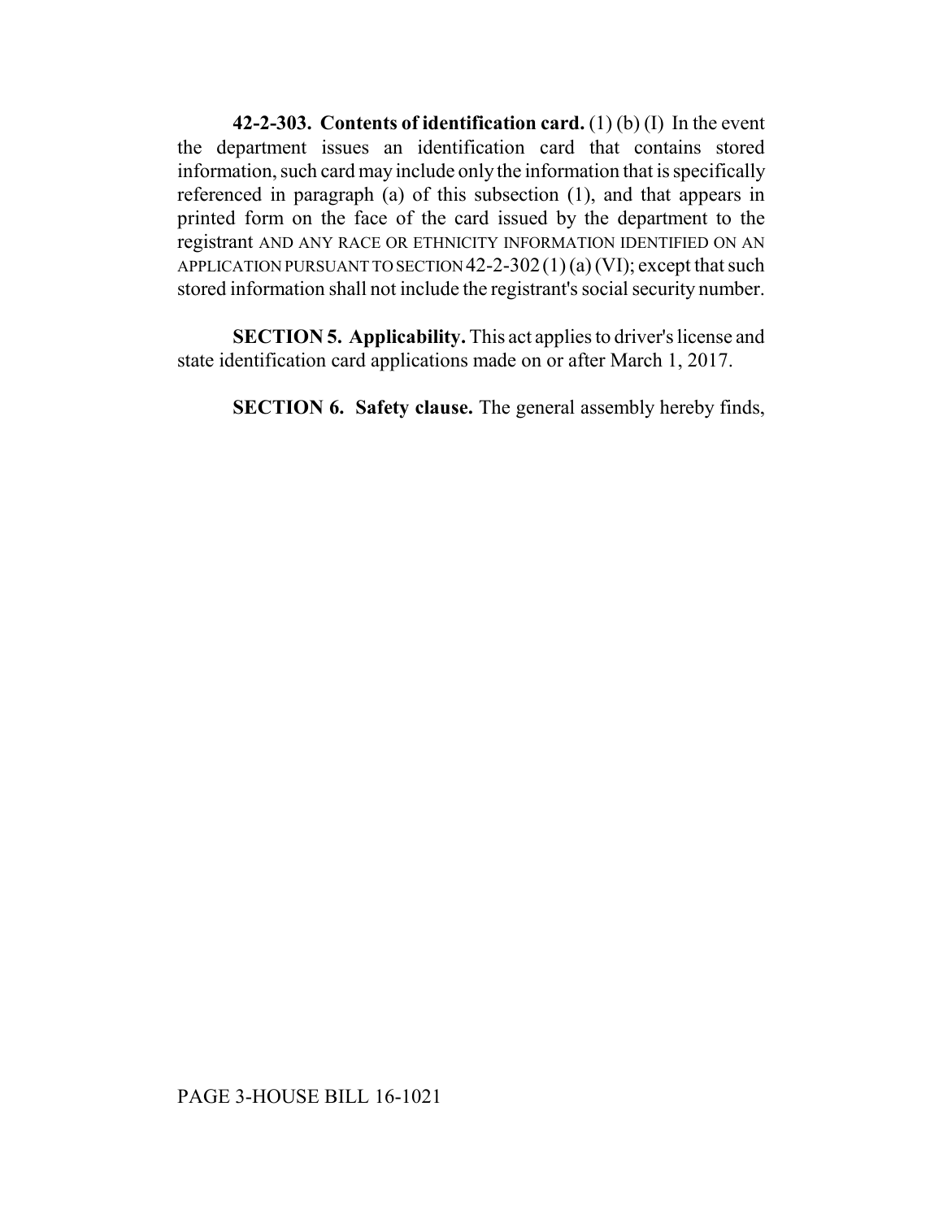**42-2-303. Contents of identification card.** (1) (b) (I) In the event the department issues an identification card that contains stored information, such card may include only the information that is specifically referenced in paragraph (a) of this subsection (1), and that appears in printed form on the face of the card issued by the department to the registrant AND ANY RACE OR ETHNICITY INFORMATION IDENTIFIED ON AN APPLICATION PURSUANT TO SECTION 42-2-302 (1) (a) (VI); except that such stored information shall not include the registrant's social security number.

**SECTION 5. Applicability.** This act applies to driver's license and state identification card applications made on or after March 1, 2017.

**SECTION 6. Safety clause.** The general assembly hereby finds,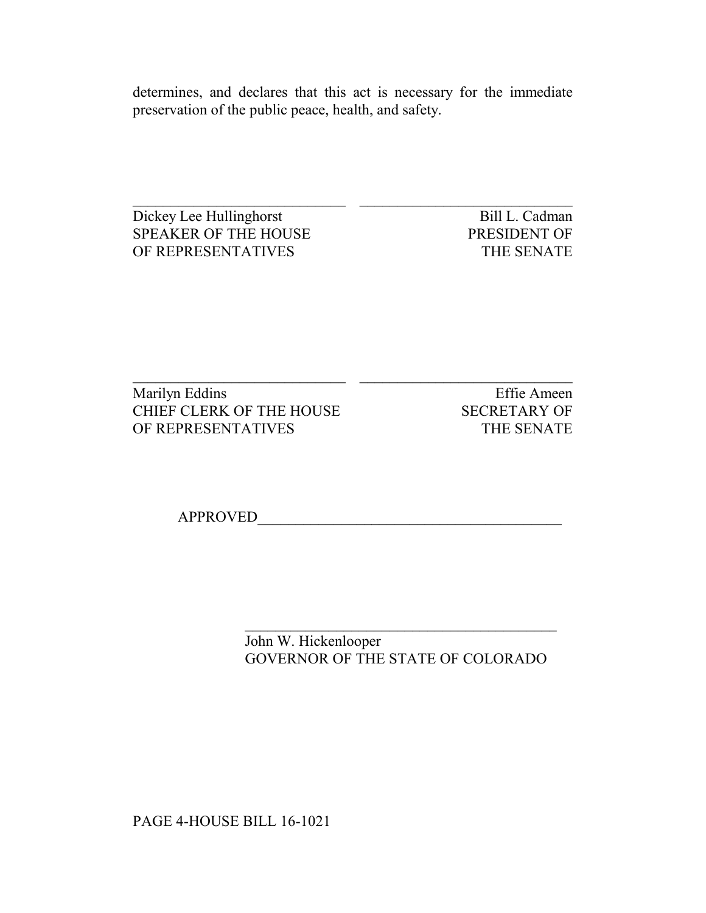determines, and declares that this act is necessary for the immediate preservation of the public peace, health, and safety.

____________________________  ____________________________

Dickey Lee Hullinghorst
SPEAKER OF THE HOUSE
OF REPRESENTATIVES

Bill L. Cadman
PRESIDENT OF
THE SENATE

____________________________  ____________________________

Marilyn Eddins
CHIEF CLERK OF THE HOUSE
OF REPRESENTATIVES

Effie Ameen
SECRETARY OF
THE SENATE

APPROVED________________________________________

________________________________________

John W. Hickenlooper
GOVERNOR OF THE STATE OF COLORADO

PAGE 4-HOUSE BILL 16-1021